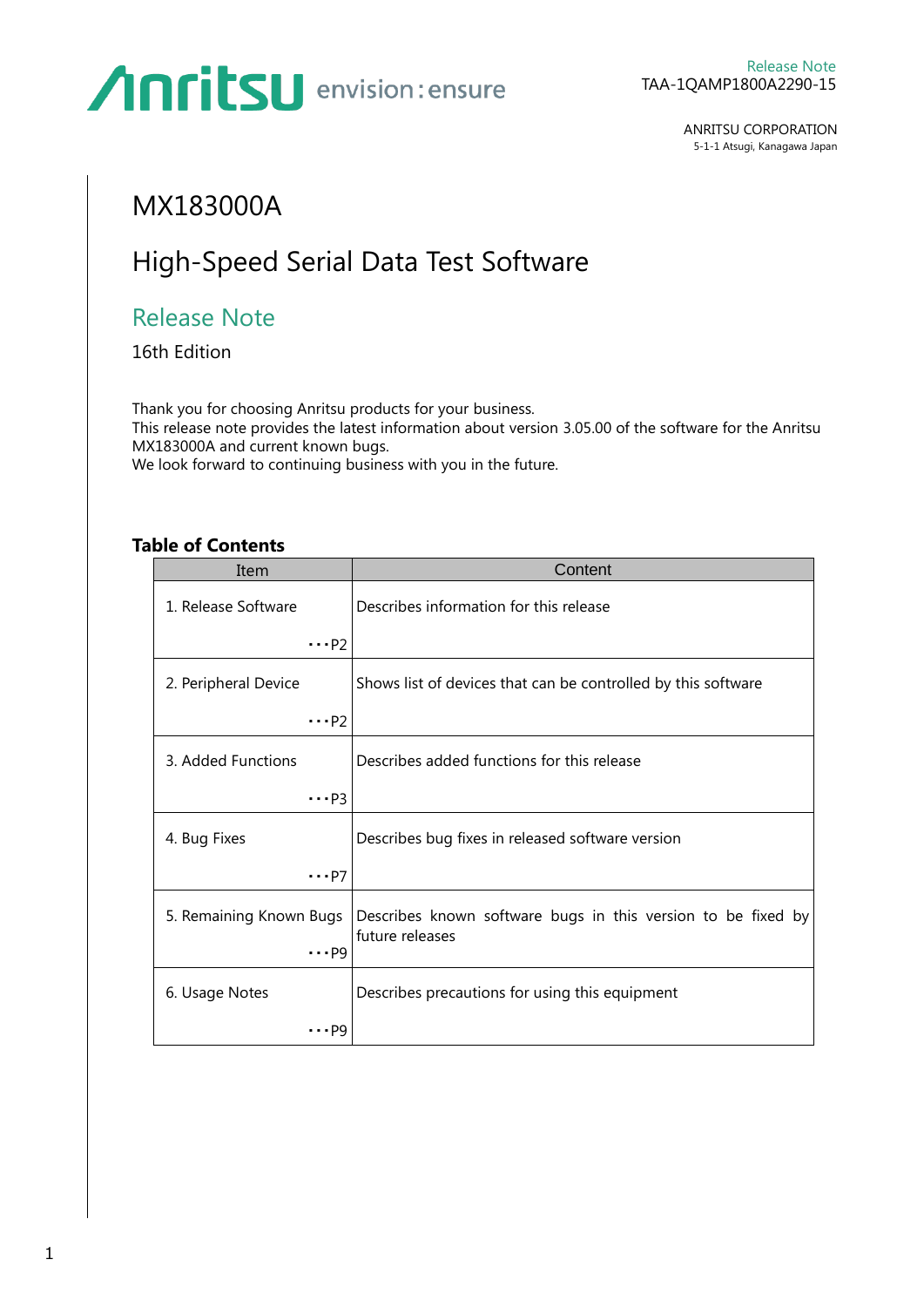Anritsu envision : ensure

Release Note
TAA-1QAMP1800A2290-15

ANRITSU CORPORATION
5-1-1 Atsugi, Kanagawa Japan

# MX183000A

# High-Speed Serial Data Test Software

## Release Note

16th Edition

Thank you for choosing Anritsu products for your business.
This release note provides the latest information about version 3.05.00 of the software for the Anritsu MX183000A and current known bugs.
We look forward to continuing business with you in the future.

### Table of Contents

| Item | Content |
|---|---|
| 1. Release Software ･･･P2 | Describes information for this release |
| 2. Peripheral Device ･･･P2 | Shows list of devices that can be controlled by this software |
| 3. Added Functions ･･･P3 | Describes added functions for this release |
| 4. Bug Fixes ･･･P7 | Describes bug fixes in released software version |
| 5. Remaining Known Bugs ･･･P9 | Describes known software bugs in this version to be fixed by future releases |
| 6. Usage Notes ･･･P9 | Describes precautions for using this equipment |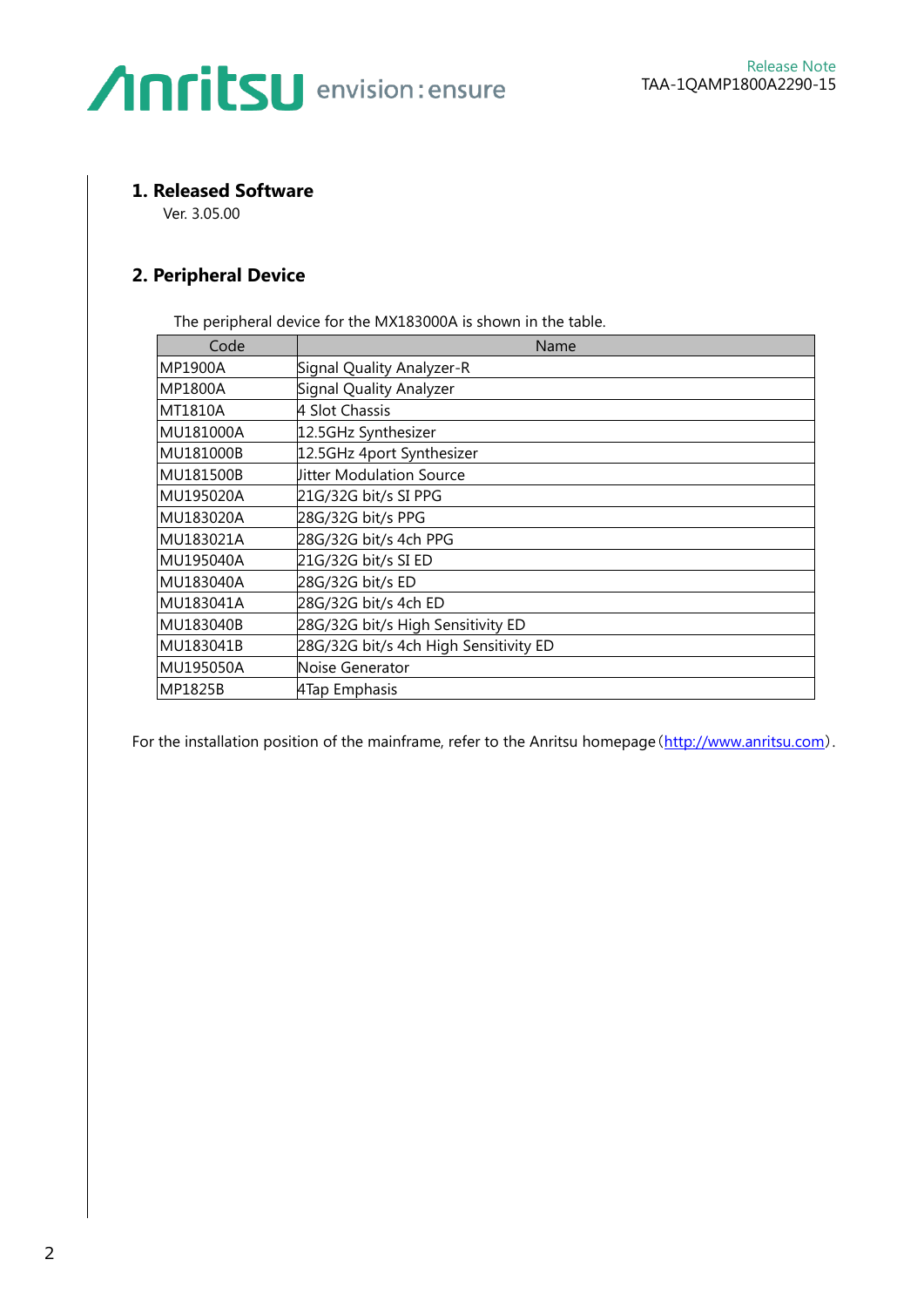## 1. Released Software

Ver. 3.05.00

## 2. Peripheral Device

The peripheral device for the MX183000A is shown in the table.

| Code | Name |
|---|---|
| MP1900A | Signal Quality Analyzer-R |
| MP1800A | Signal Quality Analyzer |
| MT1810A | 4 Slot Chassis |
| MU181000A | 12.5GHz Synthesizer |
| MU181000B | 12.5GHz 4port Synthesizer |
| MU181500B | Jitter Modulation Source |
| MU195020A | 21G/32G bit/s SI PPG |
| MU183020A | 28G/32G bit/s PPG |
| MU183021A | 28G/32G bit/s 4ch PPG |
| MU195040A | 21G/32G bit/s SI ED |
| MU183040A | 28G/32G bit/s ED |
| MU183041A | 28G/32G bit/s 4ch ED |
| MU183040B | 28G/32G bit/s High Sensitivity ED |
| MU183041B | 28G/32G bit/s 4ch High Sensitivity ED |
| MU195050A | Noise Generator |
| MP1825B | 4Tap Emphasis |

For the installation position of the mainframe, refer to the Anritsu homepage (http://www.anritsu.com).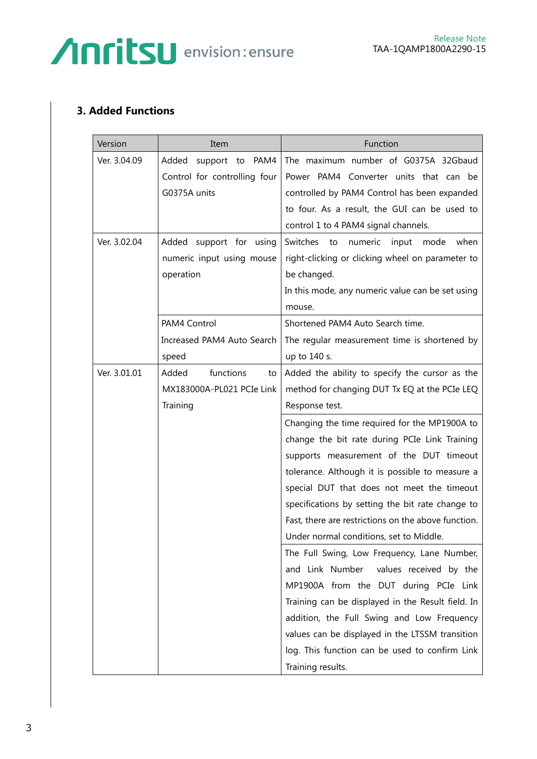## 3. Added Functions

| Version | Item | Function |
|---|---|---|
| Ver. 3.04.09 | Added support to PAM4 Control for controlling four G0375A units | The maximum number of G0375A 32Gbaud Power PAM4 Converter units that can be controlled by PAM4 Control has been expanded to four. As a result, the GUI can be used to control 1 to 4 PAM4 signal channels. |
| Ver. 3.02.04 | Added support for using numeric input using mouse operation | Switches to numeric input mode when right-clicking or clicking wheel on parameter to be changed.<br>In this mode, any numeric value can be set using mouse. |
| | PAM4 Control<br>Increased PAM4 Auto Search speed | Shortened PAM4 Auto Search time.<br>The regular measurement time is shortened by up to 140 s. |
| Ver. 3.01.01 | Added functions to MX183000A-PL021 PCIe Link Training | Added the ability to specify the cursor as the method for changing DUT Tx EQ at the PCIe LEQ Response test. |
| | | Changing the time required for the MP1900A to change the bit rate during PCIe Link Training supports measurement of the DUT timeout tolerance. Although it is possible to measure a special DUT that does not meet the timeout specifications by setting the bit rate change to Fast, there are restrictions on the above function. Under normal conditions, set to Middle. |
| | | The Full Swing, Low Frequency, Lane Number, and Link Number values received by the MP1900A from the DUT during PCIe Link Training can be displayed in the Result field. In addition, the Full Swing and Low Frequency values can be displayed in the LTSSM transition log. This function can be used to confirm Link Training results. |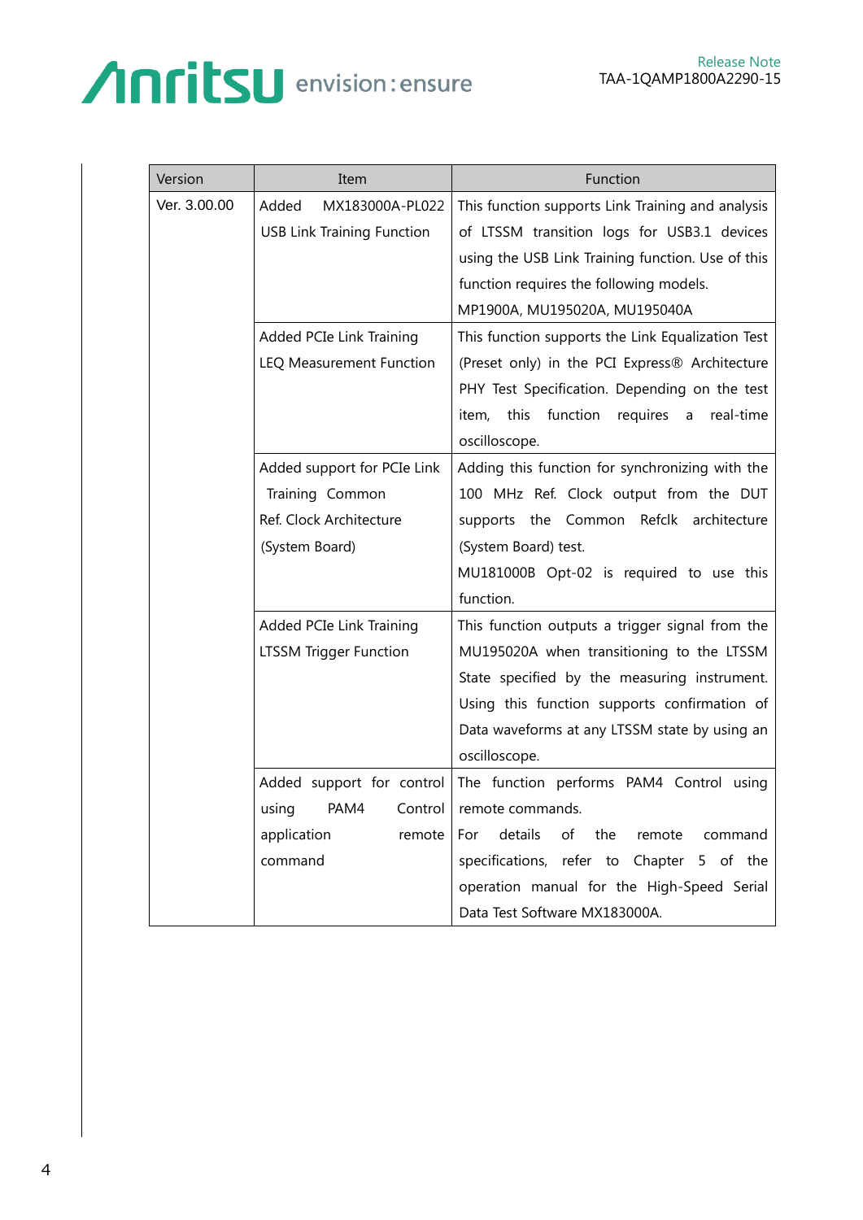| Version | Item | Function |
|---|---|---|
| Ver. 3.00.00 | Added MX183000A-PL022 USB Link Training Function | This function supports Link Training and analysis of LTSSM transition logs for USB3.1 devices using the USB Link Training function. Use of this function requires the following models.<br>MP1900A, MU195020A, MU195040A |
| | Added PCIe Link Training LEQ Measurement Function | This function supports the Link Equalization Test (Preset only) in the PCI Express® Architecture PHY Test Specification. Depending on the test item, this function requires a real-time oscilloscope. |
| | Added support for PCIe Link Training Common Ref. Clock Architecture (System Board) | Adding this function for synchronizing with the 100 MHz Ref. Clock output from the DUT supports the Common Refclk architecture (System Board) test.<br>MU181000B Opt-02 is required to use this function. |
| | Added PCIe Link Training LTSSM Trigger Function | This function outputs a trigger signal from the MU195020A when transitioning to the LTSSM State specified by the measuring instrument. Using this function supports confirmation of Data waveforms at any LTSSM state by using an oscilloscope. |
| | Added support for control using PAM4 Control application remote command | The function performs PAM4 Control using remote commands.<br>For details of the remote command specifications, refer to Chapter 5 of the operation manual for the High-Speed Serial Data Test Software MX183000A. |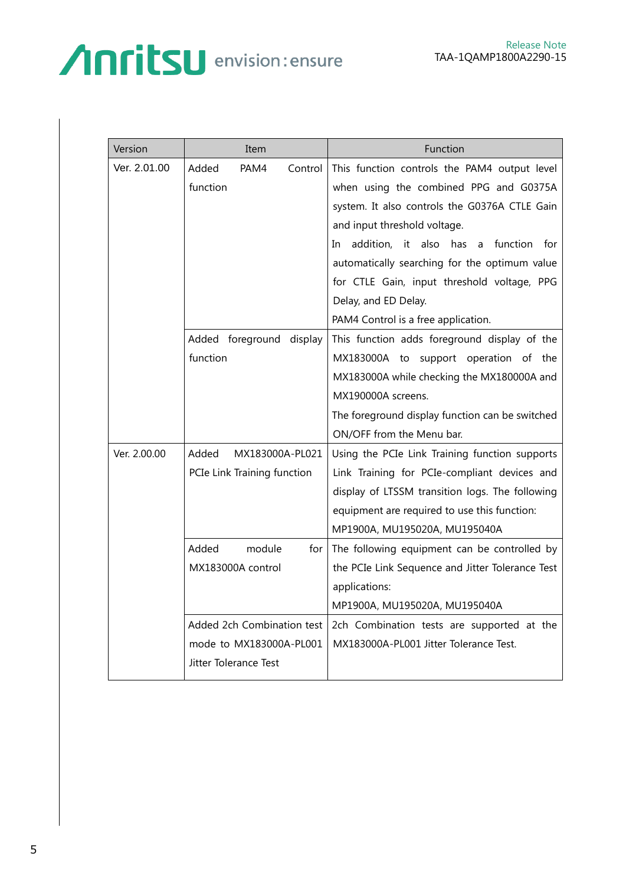| Version | Item | Function |
|---|---|---|
| Ver. 2.01.00 | Added PAM4 Control function | This function controls the PAM4 output level when using the combined PPG and G0375A system. It also controls the G0376A CTLE Gain and input threshold voltage.<br>In addition, it also has a function for automatically searching for the optimum value for CTLE Gain, input threshold voltage, PPG Delay, and ED Delay.<br>PAM4 Control is a free application. |
| | Added foreground display function | This function adds foreground display of the MX183000A to support operation of the MX183000A while checking the MX180000A and MX190000A screens.<br>The foreground display function can be switched ON/OFF from the Menu bar. |
| Ver. 2.00.00 | Added MX183000A-PL021 PCIe Link Training function | Using the PCIe Link Training function supports Link Training for PCIe-compliant devices and display of LTSSM transition logs. The following equipment are required to use this function:<br>MP1900A, MU195020A, MU195040A |
| | Added module for MX183000A control | The following equipment can be controlled by the PCIe Link Sequence and Jitter Tolerance Test applications:<br>MP1900A, MU195020A, MU195040A |
| | Added 2ch Combination test mode to MX183000A-PL001 Jitter Tolerance Test | 2ch Combination tests are supported at the MX183000A-PL001 Jitter Tolerance Test. |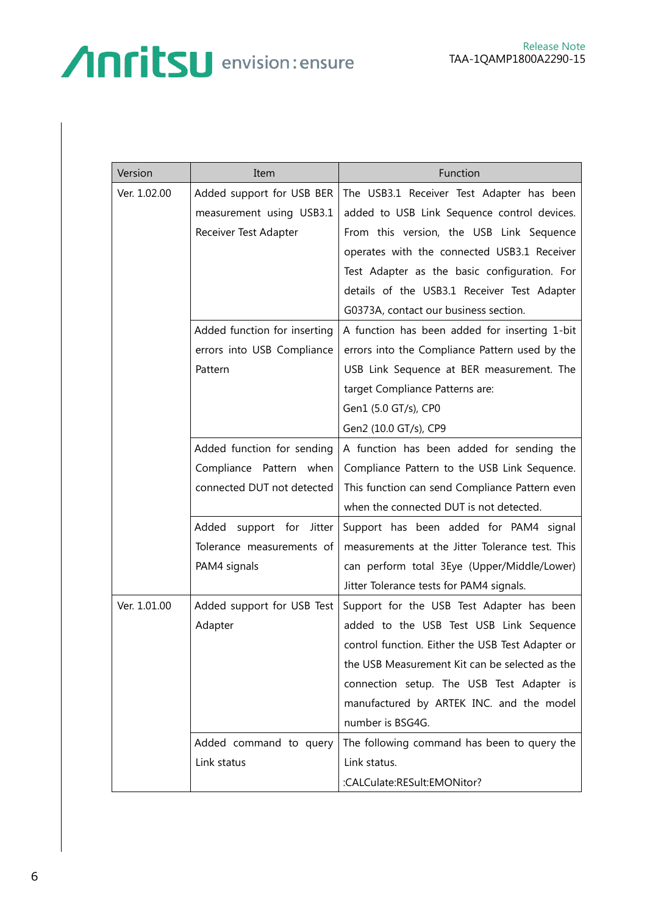| Version | Item | Function |
|---|---|---|
| Ver. 1.02.00 | Added support for USB BER measurement using USB3.1 Receiver Test Adapter | The USB3.1 Receiver Test Adapter has been added to USB Link Sequence control devices. From this version, the USB Link Sequence operates with the connected USB3.1 Receiver Test Adapter as the basic configuration. For details of the USB3.1 Receiver Test Adapter G0373A, contact our business section. |
| | Added function for inserting errors into USB Compliance Pattern | A function has been added for inserting 1-bit errors into the Compliance Pattern used by the USB Link Sequence at BER measurement. The target Compliance Patterns are:<br>Gen1 (5.0 GT/s), CP0<br>Gen2 (10.0 GT/s), CP9 |
| | Added function for sending Compliance Pattern when connected DUT not detected | A function has been added for sending the Compliance Pattern to the USB Link Sequence. This function can send Compliance Pattern even when the connected DUT is not detected. |
| | Added support for Jitter Tolerance measurements of PAM4 signals | Support has been added for PAM4 signal measurements at the Jitter Tolerance test. This can perform total 3Eye (Upper/Middle/Lower) Jitter Tolerance tests for PAM4 signals. |
| Ver. 1.01.00 | Added support for USB Test Adapter | Support for the USB Test Adapter has been added to the USB Test USB Link Sequence control function. Either the USB Test Adapter or the USB Measurement Kit can be selected as the connection setup. The USB Test Adapter is manufactured by ARTEK INC. and the model number is BSG4G. |
| | Added command to query Link status | The following command has been to query the Link status.<br>:CALCulate:RESult:EMONitor? |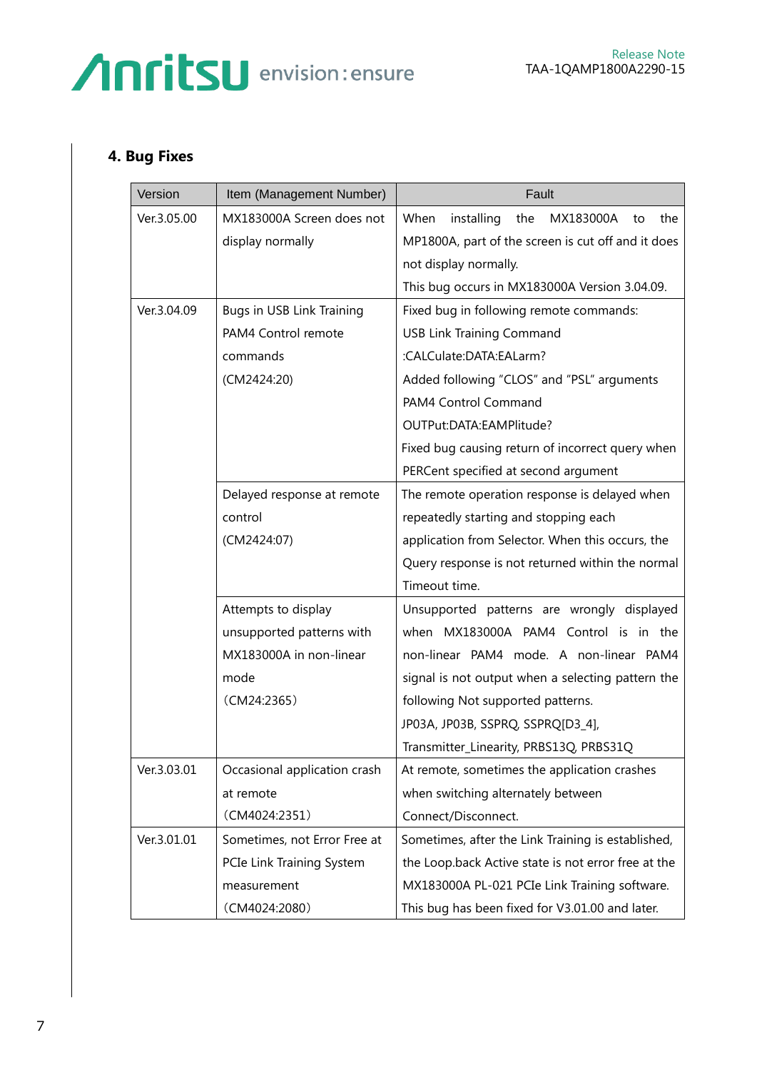## 4. Bug Fixes

| Version | Item (Management Number) | Fault |
|---|---|---|
| Ver.3.05.00 | MX183000A Screen does not display normally | When installing the MX183000A to the MP1800A, part of the screen is cut off and it does not display normally.<br>This bug occurs in MX183000A Version 3.04.09. |
| Ver.3.04.09 | Bugs in USB Link Training PAM4 Control remote commands<br>(CM2424:20) | Fixed bug in following remote commands:<br>USB Link Training Command<br>:CALCulate:DATA:EALarm?<br>Added following “CLOS” and “PSL” arguments<br>PAM4 Control Command<br>OUTPut:DATA:EAMPlitude?<br>Fixed bug causing return of incorrect query when PERCent specified at second argument |
| | Delayed response at remote control<br>(CM2424:07) | The remote operation response is delayed when repeatedly starting and stopping each application from Selector. When this occurs, the Query response is not returned within the normal Timeout time. |
| | Attempts to display unsupported patterns with MX183000A in non-linear mode<br>（CM24:2365） | Unsupported patterns are wrongly displayed when MX183000A PAM4 Control is in the non-linear PAM4 mode. A non-linear PAM4 signal is not output when a selecting pattern the following Not supported patterns.<br>JP03A, JP03B, SSPRQ, SSPRQ[D3_4], Transmitter_Linearity, PRBS13Q, PRBS31Q |
| Ver.3.03.01 | Occasional application crash at remote<br>（CM4024:2351） | At remote, sometimes the application crashes when switching alternately between Connect/Disconnect. |
| Ver.3.01.01 | Sometimes, not Error Free at PCIe Link Training System measurement<br>（CM4024:2080） | Sometimes, after the Link Training is established, the Loop.back Active state is not error free at the MX183000A PL-021 PCIe Link Training software.<br>This bug has been fixed for V3.01.00 and later. |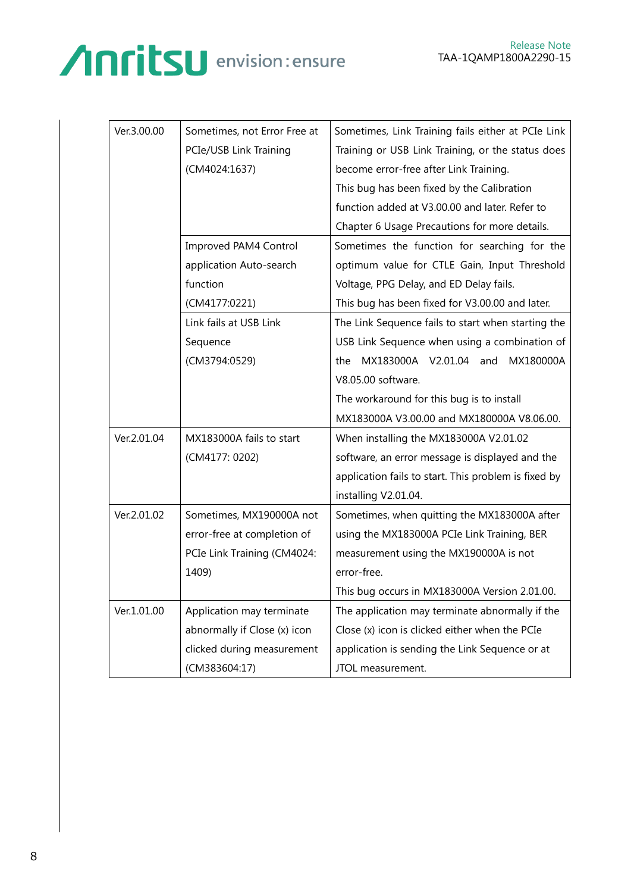| Ver.3.00.00 | Sometimes, not Error Free at PCIe/USB Link Training (CM4024:1637) | Sometimes, Link Training fails either at PCIe Link Training or USB Link Training, or the status does become error-free after Link Training. This bug has been fixed by the Calibration function added at V3.00.00 and later. Refer to Chapter 6 Usage Precautions for more details. |
|---|---|---|
| | Improved PAM4 Control application Auto-search function (CM4177:0221) | Sometimes the function for searching for the optimum value for CTLE Gain, Input Threshold Voltage, PPG Delay, and ED Delay fails. This bug has been fixed for V3.00.00 and later. |
| | Link fails at USB Link Sequence (CM3794:0529) | The Link Sequence fails to start when starting the USB Link Sequence when using a combination of the MX183000A V2.01.04 and MX180000A V8.05.00 software. The workaround for this bug is to install MX183000A V3.00.00 and MX180000A V8.06.00. |
| Ver.2.01.04 | MX183000A fails to start (CM4177: 0202) | When installing the MX183000A V2.01.02 software, an error message is displayed and the application fails to start. This problem is fixed by installing V2.01.04. |
| Ver.2.01.02 | Sometimes, MX190000A not error-free at completion of PCIe Link Training (CM4024: 1409) | Sometimes, when quitting the MX183000A after using the MX183000A PCIe Link Training, BER measurement using the MX190000A is not error-free. This bug occurs in MX183000A Version 2.01.00. |
| Ver.1.01.00 | Application may terminate abnormally if Close (x) icon clicked during measurement (CM383604:17) | The application may terminate abnormally if the Close (x) icon is clicked either when the PCIe application is sending the Link Sequence or at JTOL measurement. |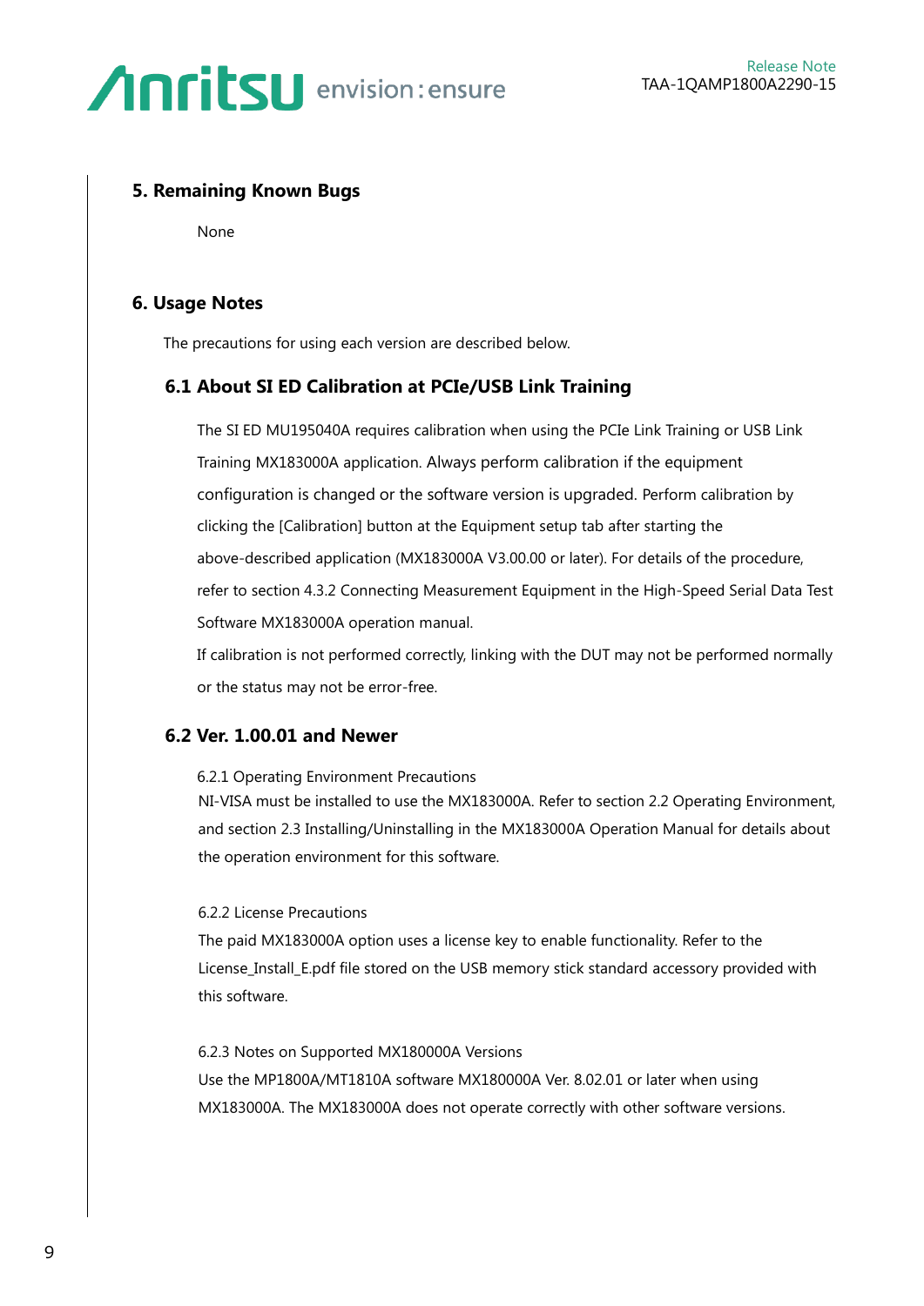## 5. Remaining Known Bugs

None

## 6. Usage Notes

The precautions for using each version are described below.

### 6.1 About SI ED Calibration at PCIe/USB Link Training

The SI ED MU195040A requires calibration when using the PCIe Link Training or USB Link Training MX183000A application. Always perform calibration if the equipment configuration is changed or the software version is upgraded. Perform calibration by clicking the [Calibration] button at the Equipment setup tab after starting the above-described application (MX183000A V3.00.00 or later). For details of the procedure, refer to section 4.3.2 Connecting Measurement Equipment in the High-Speed Serial Data Test Software MX183000A operation manual.

If calibration is not performed correctly, linking with the DUT may not be performed normally or the status may not be error-free.

### 6.2 Ver. 1.00.01 and Newer

6.2.1 Operating Environment Precautions

NI-VISA must be installed to use the MX183000A. Refer to section 2.2 Operating Environment, and section 2.3 Installing/Uninstalling in the MX183000A Operation Manual for details about the operation environment for this software.

6.2.2 License Precautions

The paid MX183000A option uses a license key to enable functionality. Refer to the License_Install_E.pdf file stored on the USB memory stick standard accessory provided with this software.

6.2.3 Notes on Supported MX180000A Versions

Use the MP1800A/MT1810A software MX180000A Ver. 8.02.01 or later when using MX183000A. The MX183000A does not operate correctly with other software versions.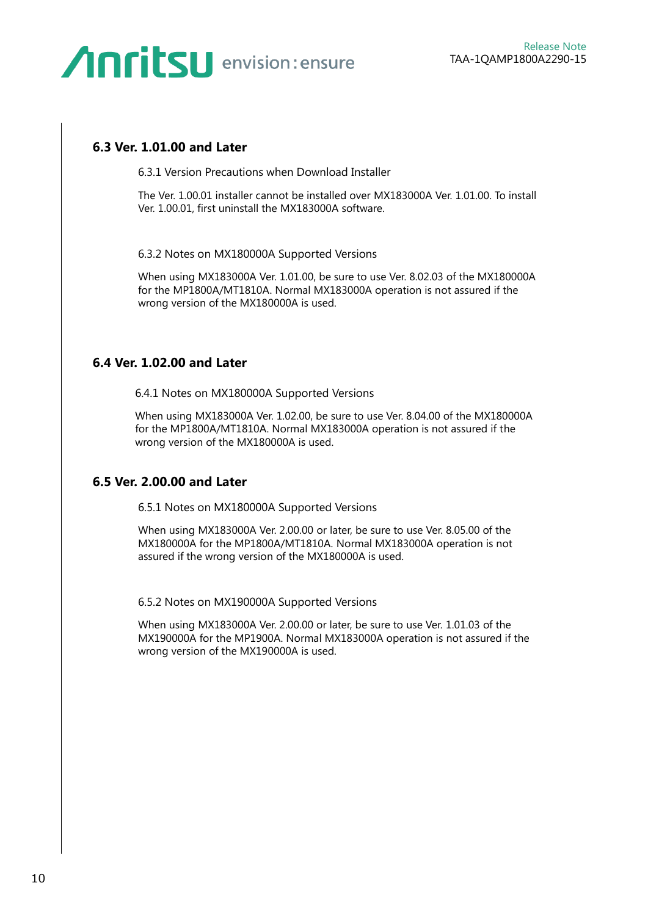## 6.3 Ver. 1.01.00 and Later

### 6.3.1 Version Precautions when Download Installer

The Ver. 1.00.01 installer cannot be installed over MX183000A Ver. 1.01.00. To install Ver. 1.00.01, first uninstall the MX183000A software.

### 6.3.2 Notes on MX180000A Supported Versions

When using MX183000A Ver. 1.01.00, be sure to use Ver. 8.02.03 of the MX180000A for the MP1800A/MT1810A. Normal MX183000A operation is not assured if the wrong version of the MX180000A is used.

## 6.4 Ver. 1.02.00 and Later

### 6.4.1 Notes on MX180000A Supported Versions

When using MX183000A Ver. 1.02.00, be sure to use Ver. 8.04.00 of the MX180000A for the MP1800A/MT1810A. Normal MX183000A operation is not assured if the wrong version of the MX180000A is used.

## 6.5 Ver. 2.00.00 and Later

### 6.5.1 Notes on MX180000A Supported Versions

When using MX183000A Ver. 2.00.00 or later, be sure to use Ver. 8.05.00 of the MX180000A for the MP1800A/MT1810A. Normal MX183000A operation is not assured if the wrong version of the MX180000A is used.

### 6.5.2 Notes on MX190000A Supported Versions

When using MX183000A Ver. 2.00.00 or later, be sure to use Ver. 1.01.03 of the MX190000A for the MP1900A. Normal MX183000A operation is not assured if the wrong version of the MX190000A is used.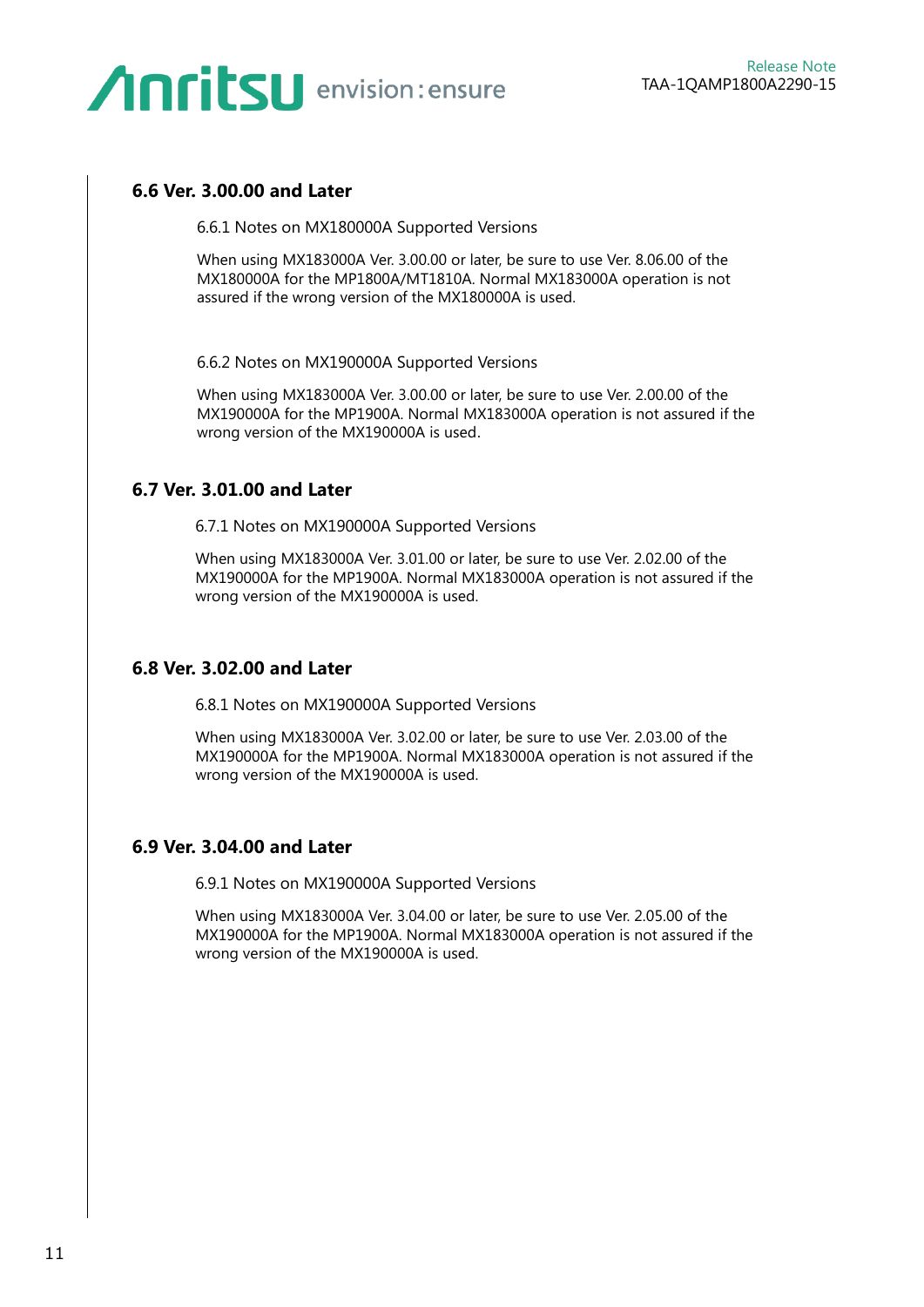## 6.6 Ver. 3.00.00 and Later

### 6.6.1 Notes on MX180000A Supported Versions

When using MX183000A Ver. 3.00.00 or later, be sure to use Ver. 8.06.00 of the MX180000A for the MP1800A/MT1810A. Normal MX183000A operation is not assured if the wrong version of the MX180000A is used.

### 6.6.2 Notes on MX190000A Supported Versions

When using MX183000A Ver. 3.00.00 or later, be sure to use Ver. 2.00.00 of the MX190000A for the MP1900A. Normal MX183000A operation is not assured if the wrong version of the MX190000A is used.

## 6.7 Ver. 3.01.00 and Later

### 6.7.1 Notes on MX190000A Supported Versions

When using MX183000A Ver. 3.01.00 or later, be sure to use Ver. 2.02.00 of the MX190000A for the MP1900A. Normal MX183000A operation is not assured if the wrong version of the MX190000A is used.

## 6.8 Ver. 3.02.00 and Later

### 6.8.1 Notes on MX190000A Supported Versions

When using MX183000A Ver. 3.02.00 or later, be sure to use Ver. 2.03.00 of the MX190000A for the MP1900A. Normal MX183000A operation is not assured if the wrong version of the MX190000A is used.

## 6.9 Ver. 3.04.00 and Later

### 6.9.1 Notes on MX190000A Supported Versions

When using MX183000A Ver. 3.04.00 or later, be sure to use Ver. 2.05.00 of the MX190000A for the MP1900A. Normal MX183000A operation is not assured if the wrong version of the MX190000A is used.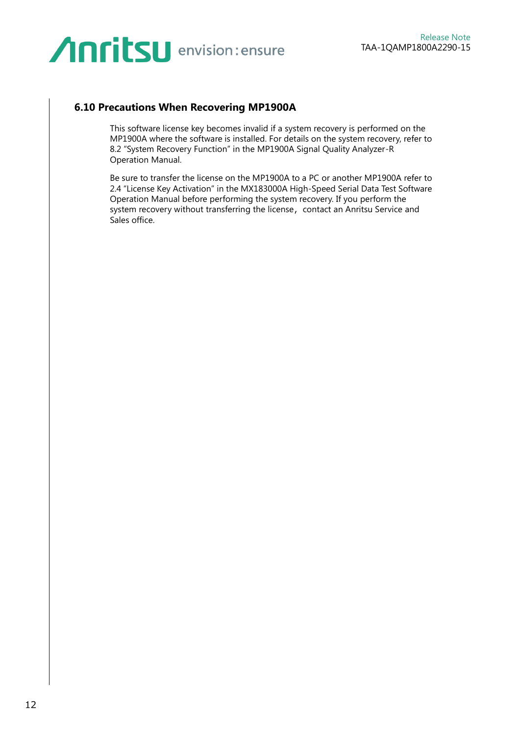### 6.10 Precautions When Recovering MP1900A

This software license key becomes invalid if a system recovery is performed on the MP1900A where the software is installed. For details on the system recovery, refer to 8.2 "System Recovery Function" in the MP1900A Signal Quality Analyzer-R Operation Manual.

Be sure to transfer the license on the MP1900A to a PC or another MP1900A refer to 2.4 "License Key Activation" in the MX183000A High-Speed Serial Data Test Software Operation Manual before performing the system recovery. If you perform the system recovery without transferring the license，contact an Anritsu Service and Sales office.